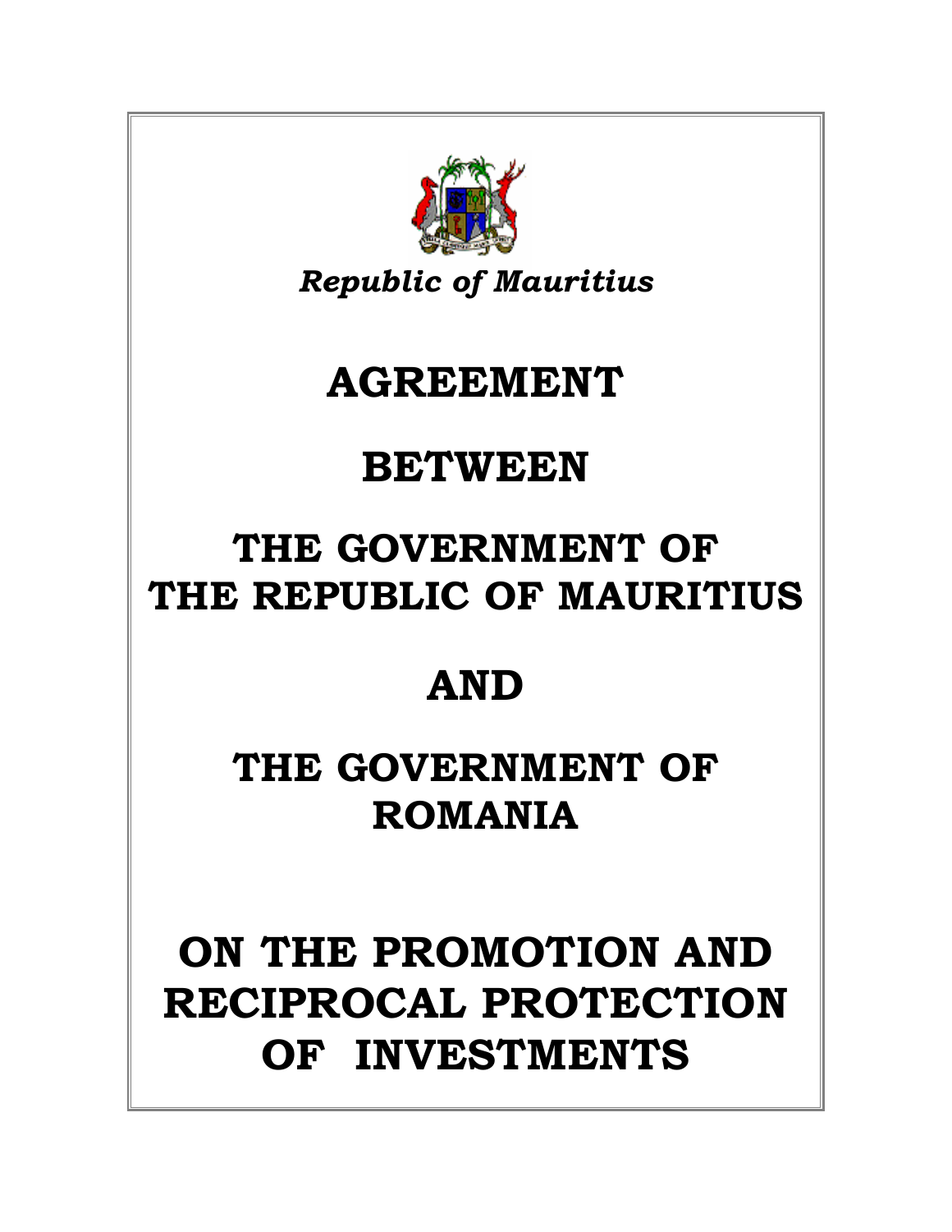*Republic of Mauritius*

# AGREEMENT

# BETWEEN

# THE GOVERNMENT OF THE REPUBLIC OF MAURITIUS

# AND

# THE GOVERNMENT OF ROMANIA

# ON THE PROMOTION AND RECIPROCAL PROTECTION OF INVESTMENTS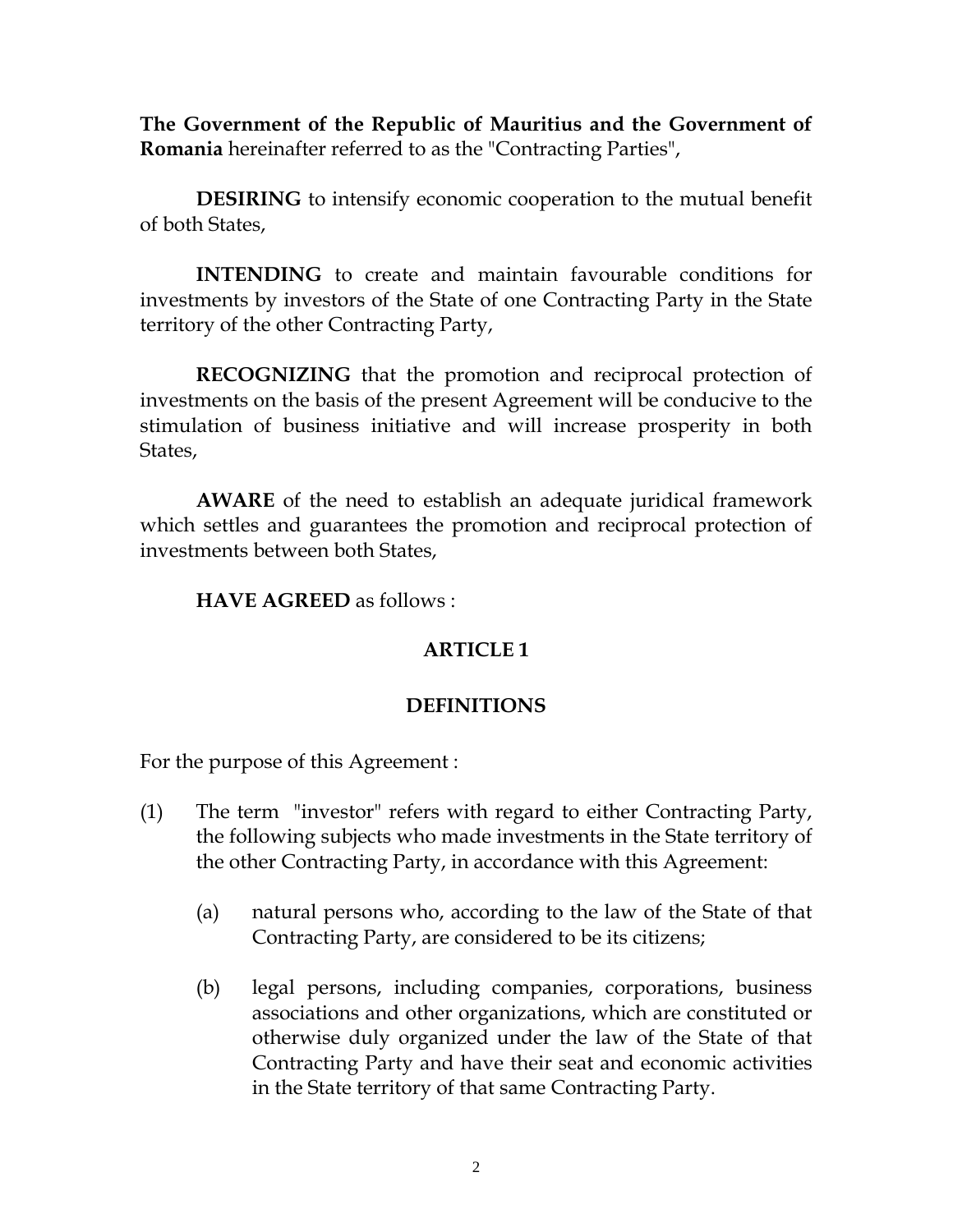**The Government of the Republic of Mauritius and the Government of Romania** hereinafter referred to as the "Contracting Parties",

**DESIRING** to intensify economic cooperation to the mutual benefit of both States,

**INTENDING** to create and maintain favourable conditions for investments by investors of the State of one Contracting Party in the State territory of the other Contracting Party,

**RECOGNIZING** that the promotion and reciprocal protection of investments on the basis of the present Agreement will be conducive to the stimulation of business initiative and will increase prosperity in both States,

**AWARE** of the need to establish an adequate juridical framework which settles and guarantees the promotion and reciprocal protection of investments between both States,

**HAVE AGREED** as follows :

## ARTICLE 1

## DEFINITIONS

For the purpose of this Agreement :

(1) The term "investor" refers with regard to either Contracting Party, the following subjects who made investments in the State territory of the other Contracting Party, in accordance with this Agreement:

(a) natural persons who, according to the law of the State of that Contracting Party, are considered to be its citizens;

(b) legal persons, including companies, corporations, business associations and other organizations, which are constituted or otherwise duly organized under the law of the State of that Contracting Party and have their seat and economic activities in the State territory of that same Contracting Party.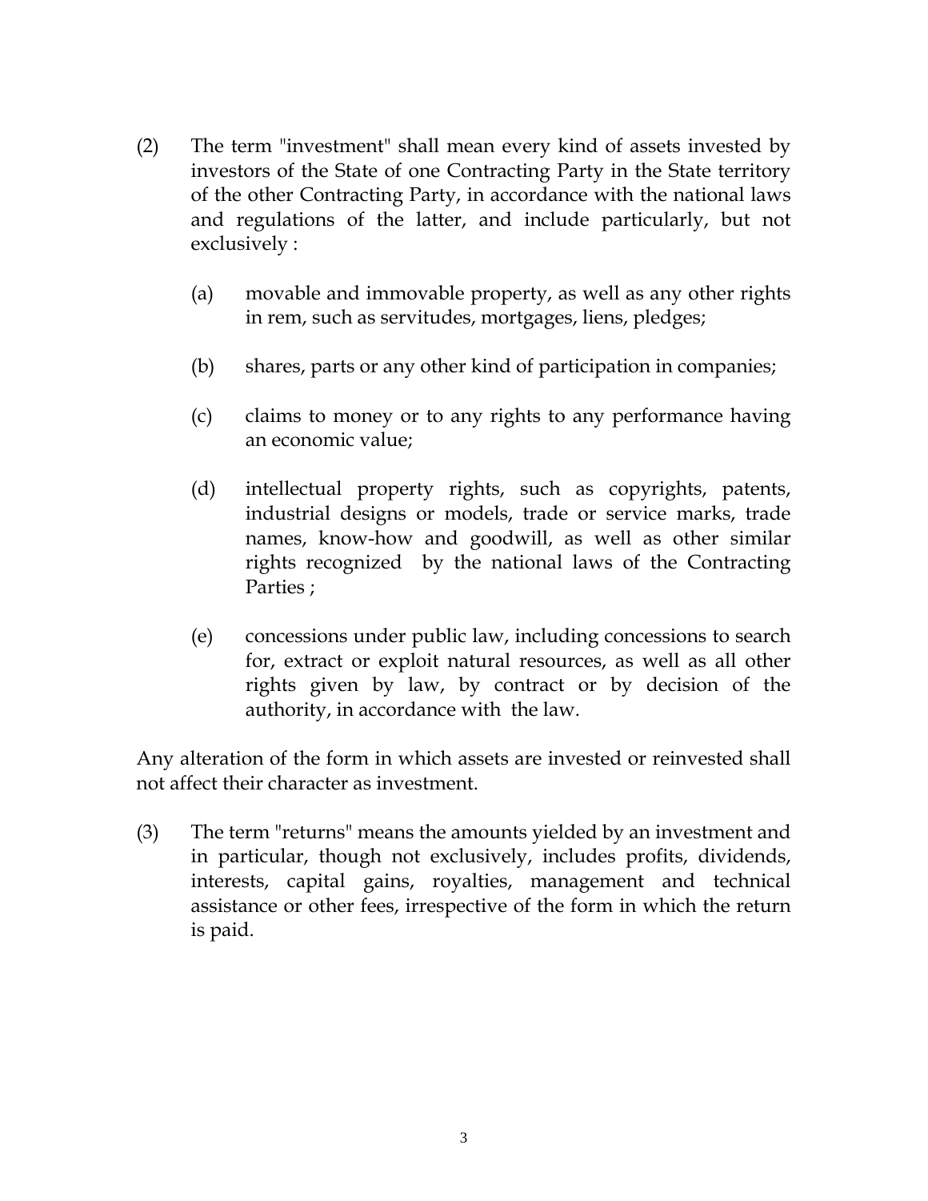(2) The term "investment" shall mean every kind of assets invested by investors of the State of one Contracting Party in the State territory of the other Contracting Party, in accordance with the national laws and regulations of the latter, and include particularly, but not exclusively :

   (a) movable and immovable property, as well as any other rights in rem, such as servitudes, mortgages, liens, pledges;

   (b) shares, parts or any other kind of participation in companies;

   (c) claims to money or to any rights to any performance having an economic value;

   (d) intellectual property rights, such as copyrights, patents, industrial designs or models, trade or service marks, trade names, know-how and goodwill, as well as other similar rights recognized by the national laws of the Contracting Parties ;

   (e) concessions under public law, including concessions to search for, extract or exploit natural resources, as well as all other rights given by law, by contract or by decision of the authority, in accordance with the law.

Any alteration of the form in which assets are invested or reinvested shall not affect their character as investment.

(3) The term "returns" means the amounts yielded by an investment and in particular, though not exclusively, includes profits, dividends, interests, capital gains, royalties, management and technical assistance or other fees, irrespective of the form in which the return is paid.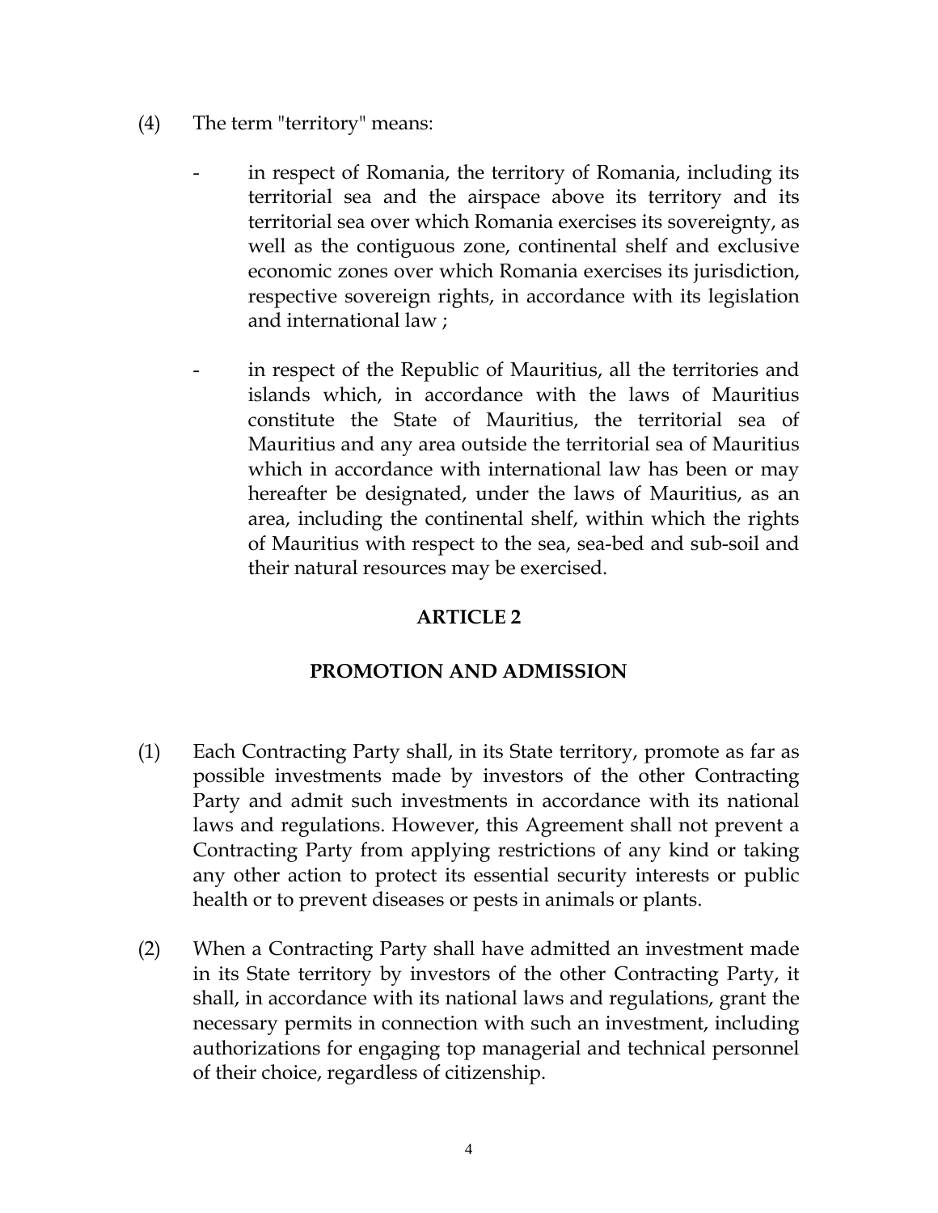(4) The term "territory" means:

- in respect of Romania, the territory of Romania, including its territorial sea and the airspace above its territory and its territorial sea over which Romania exercises its sovereignty, as well as the contiguous zone, continental shelf and exclusive economic zones over which Romania exercises its jurisdiction, respective sovereign rights, in accordance with its legislation and international law ;

- in respect of the Republic of Mauritius, all the territories and islands which, in accordance with the laws of Mauritius constitute the State of Mauritius, the territorial sea of Mauritius and any area outside the territorial sea of Mauritius which in accordance with international law has been or may hereafter be designated, under the laws of Mauritius, as an area, including the continental shelf, within which the rights of Mauritius with respect to the sea, sea-bed and sub-soil and their natural resources may be exercised.

## ARTICLE 2

## PROMOTION AND ADMISSION

(1) Each Contracting Party shall, in its State territory, promote as far as possible investments made by investors of the other Contracting Party and admit such investments in accordance with its national laws and regulations. However, this Agreement shall not prevent a Contracting Party from applying restrictions of any kind or taking any other action to protect its essential security interests or public health or to prevent diseases or pests in animals or plants.

(2) When a Contracting Party shall have admitted an investment made in its State territory by investors of the other Contracting Party, it shall, in accordance with its national laws and regulations, grant the necessary permits in connection with such an investment, including authorizations for engaging top managerial and technical personnel of their choice, regardless of citizenship.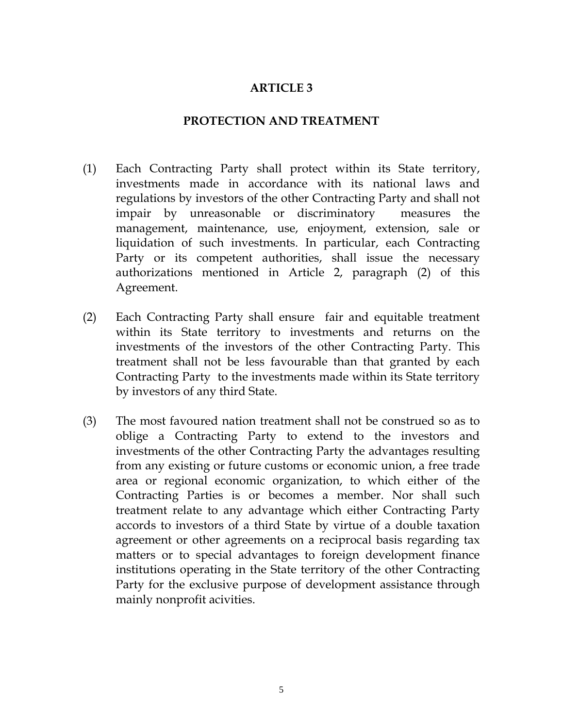## ARTICLE 3

## PROTECTION AND TREATMENT

(1) Each Contracting Party shall protect within its State territory, investments made in accordance with its national laws and regulations by investors of the other Contracting Party and shall not impair by unreasonable or discriminatory measures the management, maintenance, use, enjoyment, extension, sale or liquidation of such investments. In particular, each Contracting Party or its competent authorities, shall issue the necessary authorizations mentioned in Article 2, paragraph (2) of this Agreement.

(2) Each Contracting Party shall ensure fair and equitable treatment within its State territory to investments and returns on the investments of the investors of the other Contracting Party. This treatment shall not be less favourable than that granted by each Contracting Party to the investments made within its State territory by investors of any third State.

(3) The most favoured nation treatment shall not be construed so as to oblige a Contracting Party to extend to the investors and investments of the other Contracting Party the advantages resulting from any existing or future customs or economic union, a free trade area or regional economic organization, to which either of the Contracting Parties is or becomes a member. Nor shall such treatment relate to any advantage which either Contracting Party accords to investors of a third State by virtue of a double taxation agreement or other agreements on a reciprocal basis regarding tax matters or to special advantages to foreign development finance institutions operating in the State territory of the other Contracting Party for the exclusive purpose of development assistance through mainly nonprofit acivities.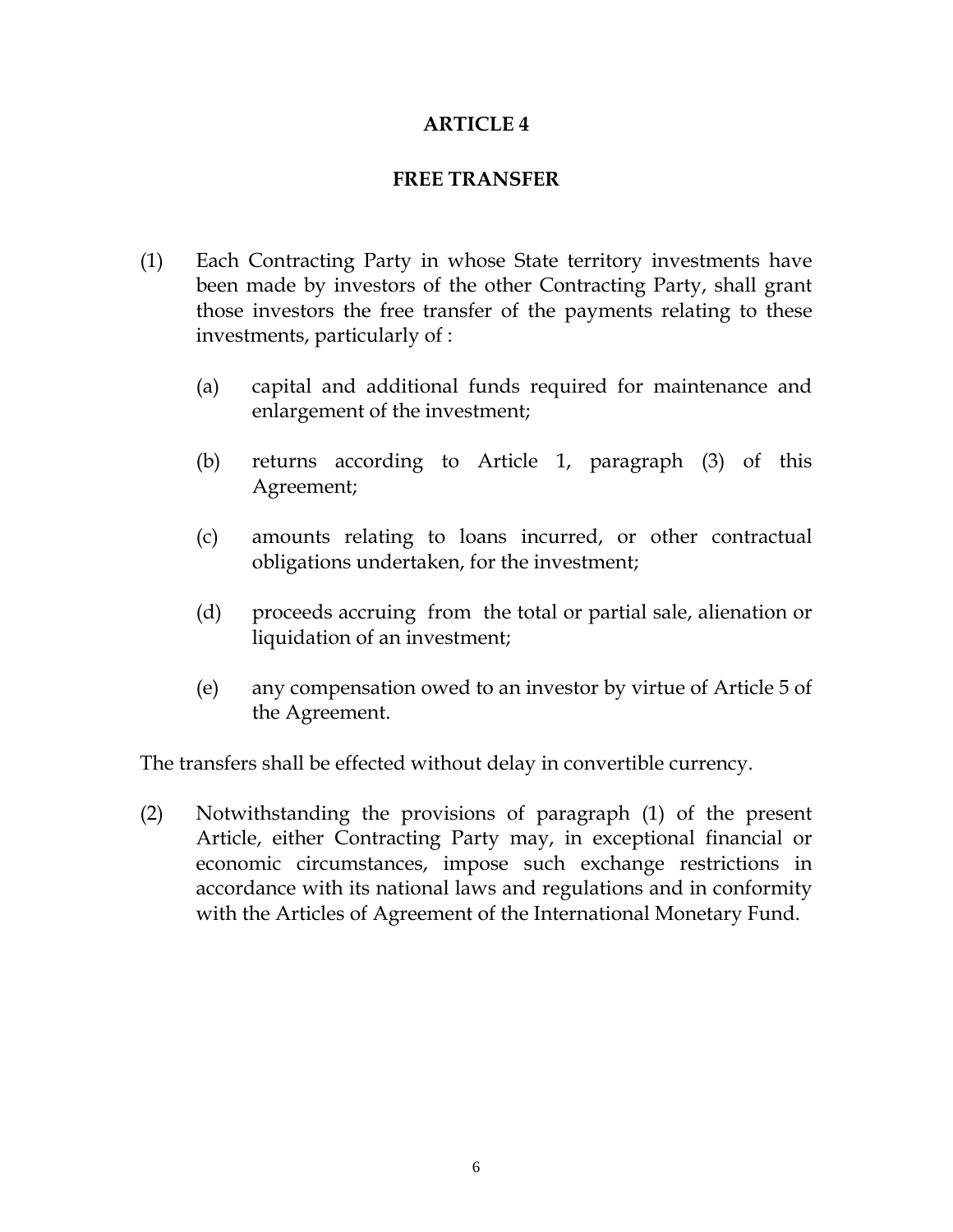## ARTICLE 4

## FREE TRANSFER

(1) Each Contracting Party in whose State territory investments have been made by investors of the other Contracting Party, shall grant those investors the free transfer of the payments relating to these investments, particularly of :

(a) capital and additional funds required for maintenance and enlargement of the investment;

(b) returns according to Article 1, paragraph (3) of this Agreement;

(c) amounts relating to loans incurred, or other contractual obligations undertaken, for the investment;

(d) proceeds accruing from the total or partial sale, alienation or liquidation of an investment;

(e) any compensation owed to an investor by virtue of Article 5 of the Agreement.

The transfers shall be effected without delay in convertible currency.

(2) Notwithstanding the provisions of paragraph (1) of the present Article, either Contracting Party may, in exceptional financial or economic circumstances, impose such exchange restrictions in accordance with its national laws and regulations and in conformity with the Articles of Agreement of the International Monetary Fund.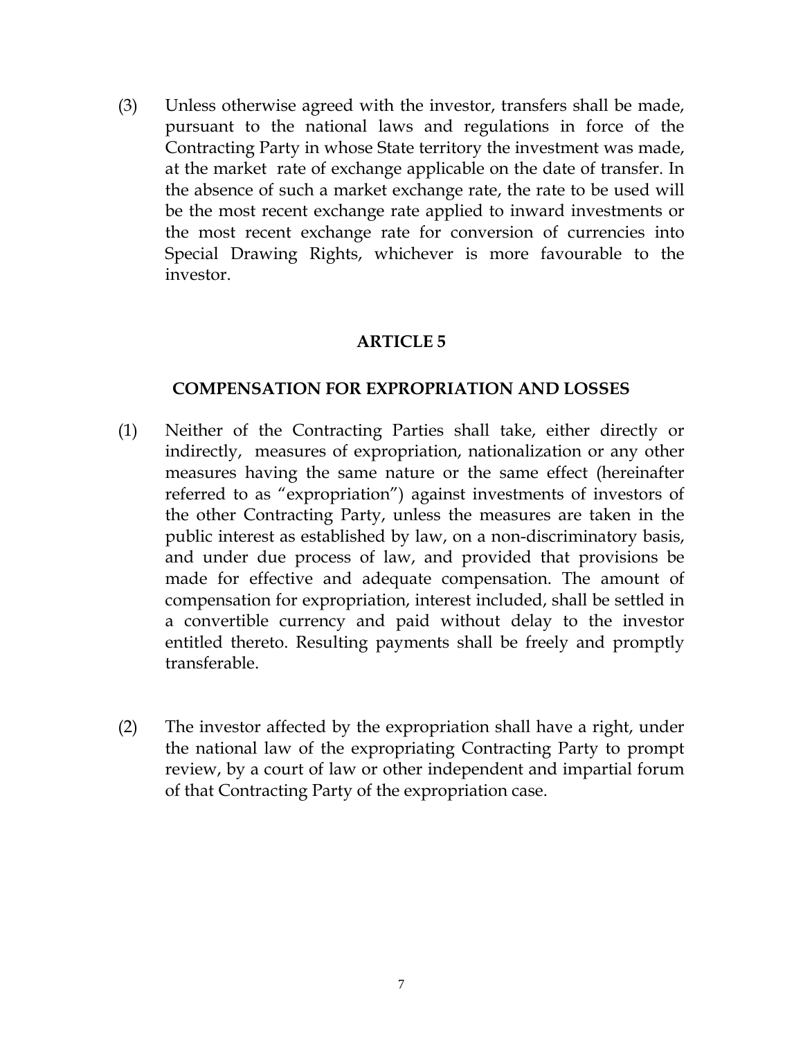(3) Unless otherwise agreed with the investor, transfers shall be made, pursuant to the national laws and regulations in force of the Contracting Party in whose State territory the investment was made, at the market rate of exchange applicable on the date of transfer. In the absence of such a market exchange rate, the rate to be used will be the most recent exchange rate applied to inward investments or the most recent exchange rate for conversion of currencies into Special Drawing Rights, whichever is more favourable to the investor.

## ARTICLE 5

## COMPENSATION FOR EXPROPRIATION AND LOSSES

(1) Neither of the Contracting Parties shall take, either directly or indirectly, measures of expropriation, nationalization or any other measures having the same nature or the same effect (hereinafter referred to as "expropriation") against investments of investors of the other Contracting Party, unless the measures are taken in the public interest as established by law, on a non-discriminatory basis, and under due process of law, and provided that provisions be made for effective and adequate compensation. The amount of compensation for expropriation, interest included, shall be settled in a convertible currency and paid without delay to the investor entitled thereto. Resulting payments shall be freely and promptly transferable.

(2) The investor affected by the expropriation shall have a right, under the national law of the expropriating Contracting Party to prompt review, by a court of law or other independent and impartial forum of that Contracting Party of the expropriation case.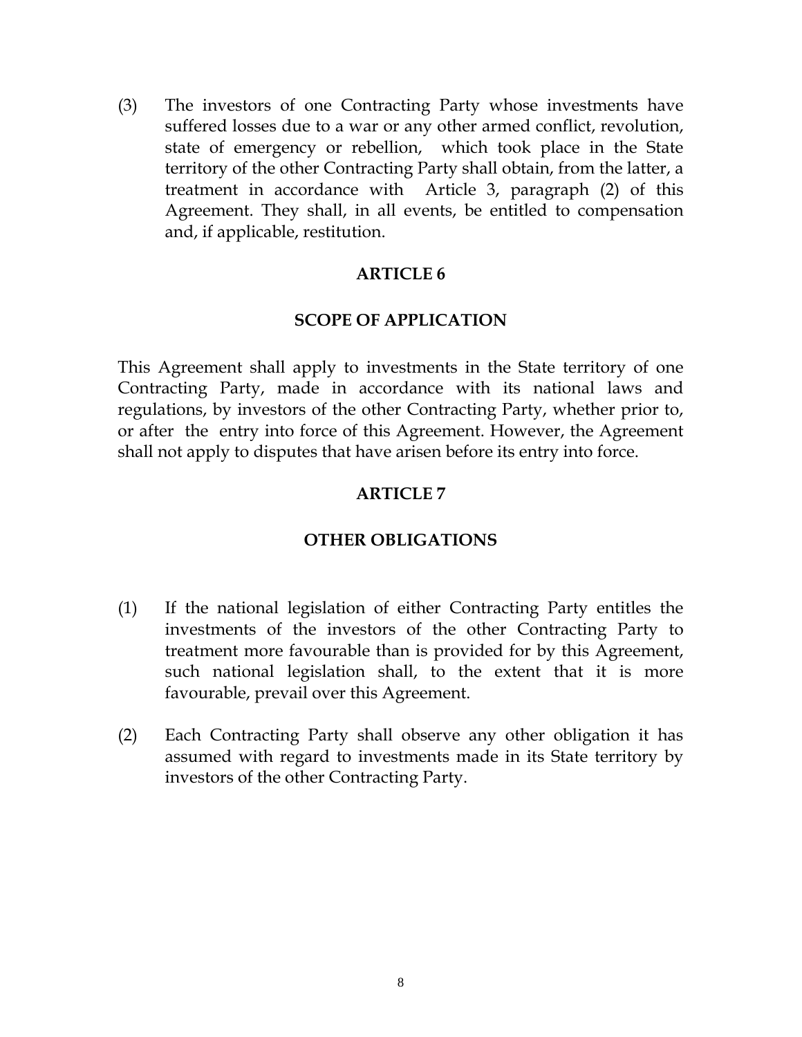(3) The investors of one Contracting Party whose investments have suffered losses due to a war or any other armed conflict, revolution, state of emergency or rebellion, which took place in the State territory of the other Contracting Party shall obtain, from the latter, a treatment in accordance with Article 3, paragraph (2) of this Agreement. They shall, in all events, be entitled to compensation and, if applicable, restitution.

## ARTICLE 6

## SCOPE OF APPLICATION

This Agreement shall apply to investments in the State territory of one Contracting Party, made in accordance with its national laws and regulations, by investors of the other Contracting Party, whether prior to, or after the entry into force of this Agreement. However, the Agreement shall not apply to disputes that have arisen before its entry into force.

## ARTICLE 7

## OTHER OBLIGATIONS

(1) If the national legislation of either Contracting Party entitles the investments of the investors of the other Contracting Party to treatment more favourable than is provided for by this Agreement, such national legislation shall, to the extent that it is more favourable, prevail over this Agreement.

(2) Each Contracting Party shall observe any other obligation it has assumed with regard to investments made in its State territory by investors of the other Contracting Party.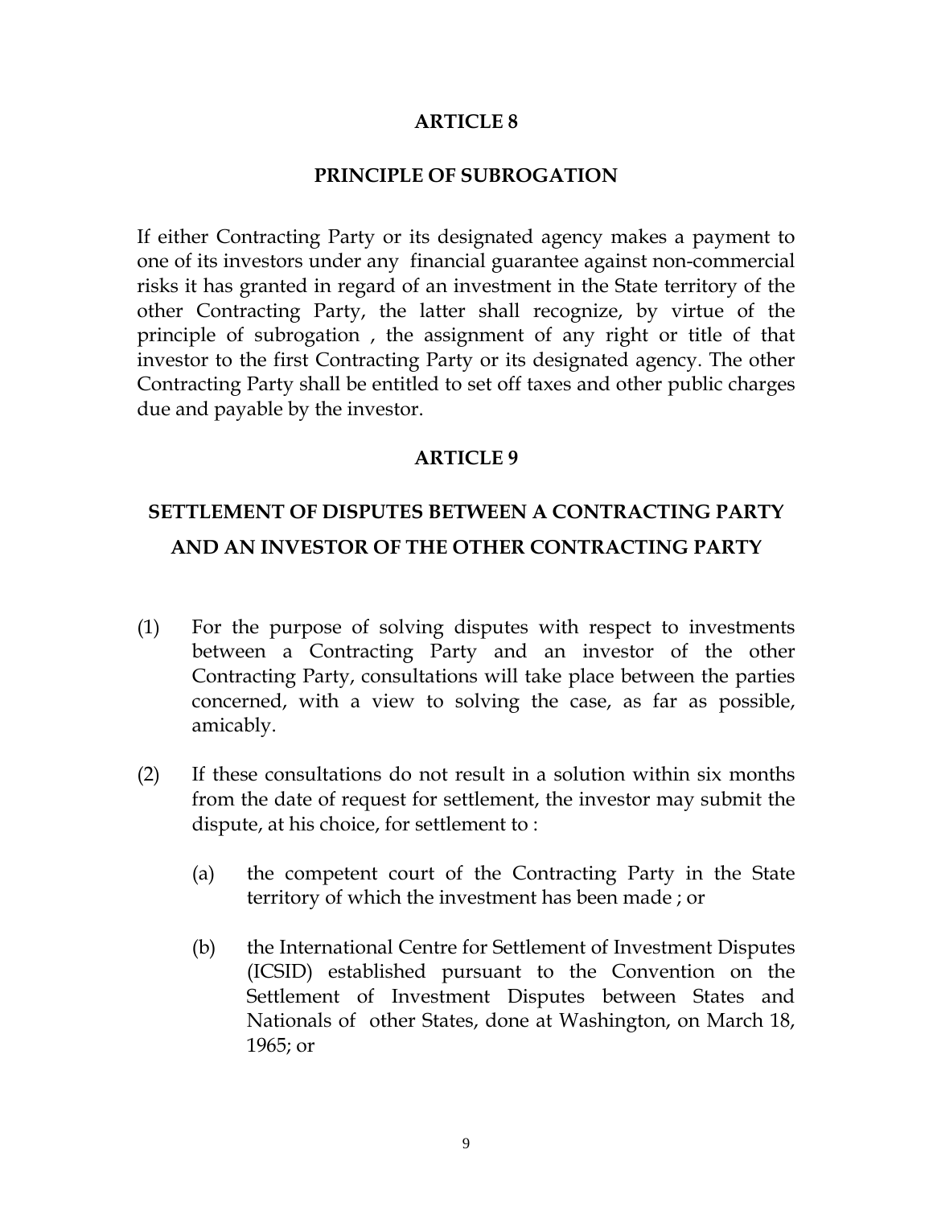## ARTICLE 8

### PRINCIPLE OF SUBROGATION

If either Contracting Party or its designated agency makes a payment to one of its investors under any financial guarantee against non-commercial risks it has granted in regard of an investment in the State territory of the other Contracting Party, the latter shall recognize, by virtue of the principle of subrogation , the assignment of any right or title of that investor to the first Contracting Party or its designated agency. The other Contracting Party shall be entitled to set off taxes and other public charges due and payable by the investor.

## ARTICLE 9

### SETTLEMENT OF DISPUTES BETWEEN A CONTRACTING PARTY AND AN INVESTOR OF THE OTHER CONTRACTING PARTY

(1) For the purpose of solving disputes with respect to investments between a Contracting Party and an investor of the other Contracting Party, consultations will take place between the parties concerned, with a view to solving the case, as far as possible, amicably.

(2) If these consultations do not result in a solution within six months from the date of request for settlement, the investor may submit the dispute, at his choice, for settlement to :

(a) the competent court of the Contracting Party in the State territory of which the investment has been made ; or

(b) the International Centre for Settlement of Investment Disputes (ICSID) established pursuant to the Convention on the Settlement of Investment Disputes between States and Nationals of other States, done at Washington, on March 18, 1965; or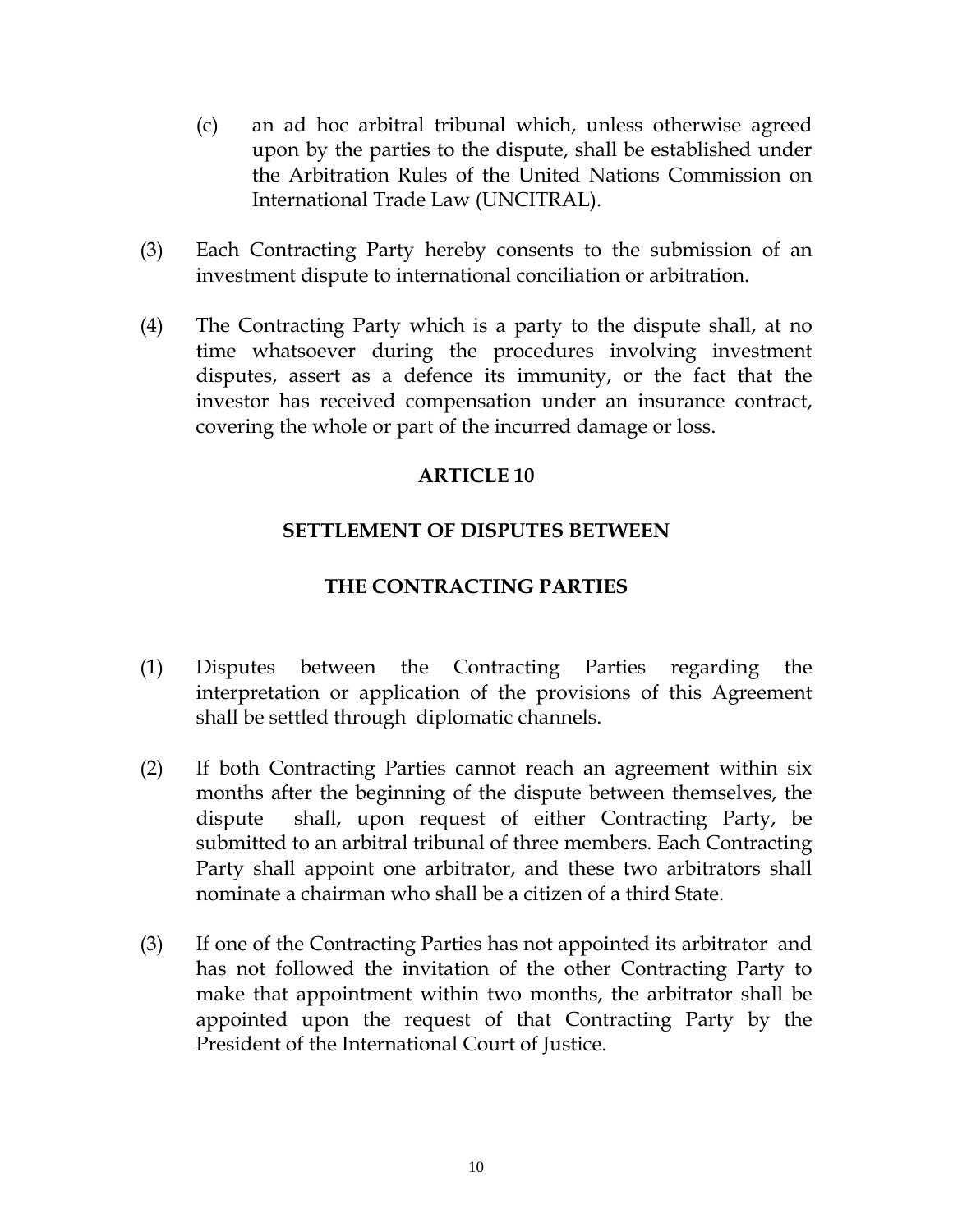(c) an ad hoc arbitral tribunal which, unless otherwise agreed upon by the parties to the dispute, shall be established under the Arbitration Rules of the United Nations Commission on International Trade Law (UNCITRAL).

(3) Each Contracting Party hereby consents to the submission of an investment dispute to international conciliation or arbitration.

(4) The Contracting Party which is a party to the dispute shall, at no time whatsoever during the procedures involving investment disputes, assert as a defence its immunity, or the fact that the investor has received compensation under an insurance contract, covering the whole or part of the incurred damage or loss.

## ARTICLE 10

## SETTLEMENT OF DISPUTES BETWEEN THE CONTRACTING PARTIES

(1) Disputes between the Contracting Parties regarding the interpretation or application of the provisions of this Agreement shall be settled through diplomatic channels.

(2) If both Contracting Parties cannot reach an agreement within six months after the beginning of the dispute between themselves, the dispute shall, upon request of either Contracting Party, be submitted to an arbitral tribunal of three members. Each Contracting Party shall appoint one arbitrator, and these two arbitrators shall nominate a chairman who shall be a citizen of a third State.

(3) If one of the Contracting Parties has not appointed its arbitrator and has not followed the invitation of the other Contracting Party to make that appointment within two months, the arbitrator shall be appointed upon the request of that Contracting Party by the President of the International Court of Justice.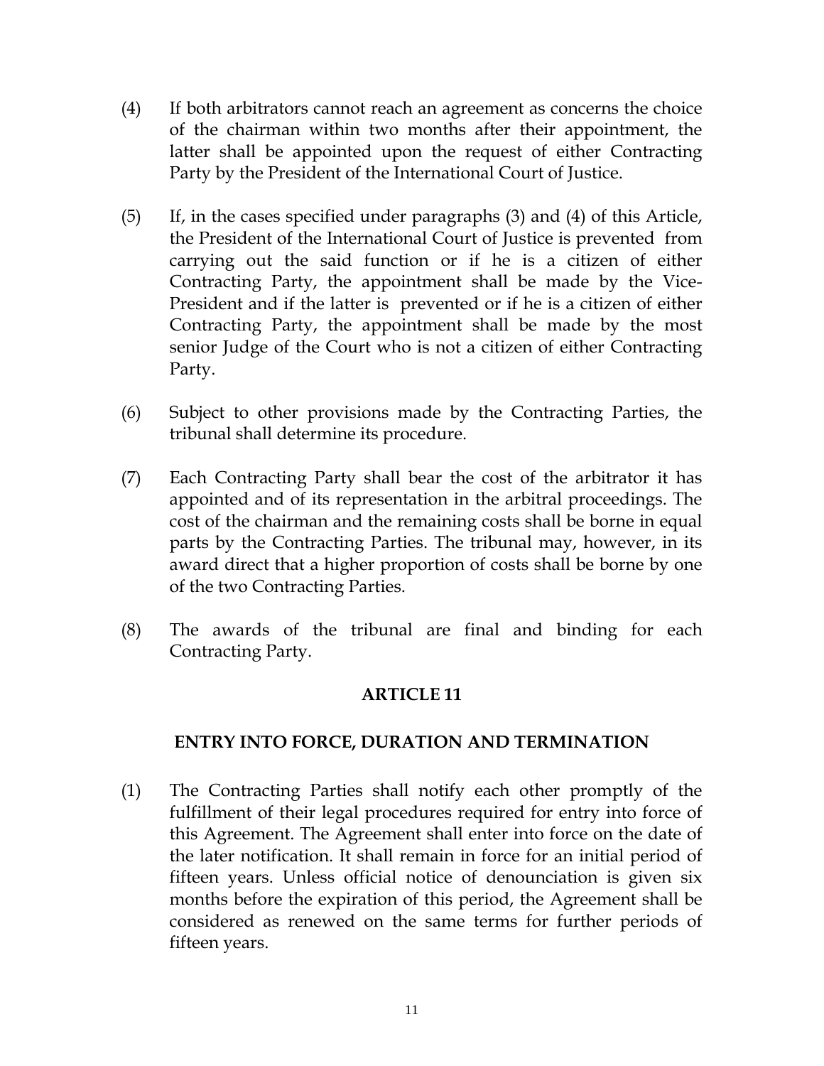(4) If both arbitrators cannot reach an agreement as concerns the choice of the chairman within two months after their appointment, the latter shall be appointed upon the request of either Contracting Party by the President of the International Court of Justice.

(5) If, in the cases specified under paragraphs (3) and (4) of this Article, the President of the International Court of Justice is prevented from carrying out the said function or if he is a citizen of either Contracting Party, the appointment shall be made by the Vice-President and if the latter is prevented or if he is a citizen of either Contracting Party, the appointment shall be made by the most senior Judge of the Court who is not a citizen of either Contracting Party.

(6) Subject to other provisions made by the Contracting Parties, the tribunal shall determine its procedure.

(7) Each Contracting Party shall bear the cost of the arbitrator it has appointed and of its representation in the arbitral proceedings. The cost of the chairman and the remaining costs shall be borne in equal parts by the Contracting Parties. The tribunal may, however, in its award direct that a higher proportion of costs shall be borne by one of the two Contracting Parties.

(8) The awards of the tribunal are final and binding for each Contracting Party.

## ARTICLE 11

## ENTRY INTO FORCE, DURATION AND TERMINATION

(1) The Contracting Parties shall notify each other promptly of the fulfillment of their legal procedures required for entry into force of this Agreement. The Agreement shall enter into force on the date of the later notification. It shall remain in force for an initial period of fifteen years. Unless official notice of denounciation is given six months before the expiration of this period, the Agreement shall be considered as renewed on the same terms for further periods of fifteen years.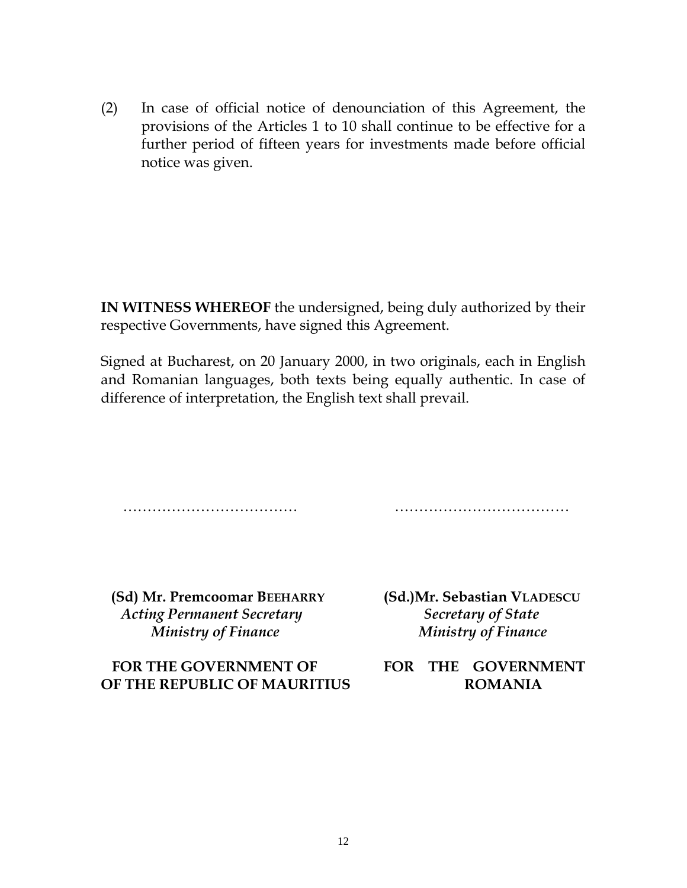(2) In case of official notice of denounciation of this Agreement, the provisions of the Articles 1 to 10 shall continue to be effective for a further period of fifteen years for investments made before official notice was given.

**IN WITNESS WHEREOF** the undersigned, being duly authorized by their respective Governments, have signed this Agreement.

Signed at Bucharest, on 20 January 2000, in two originals, each in English and Romanian languages, both texts being equally authentic. In case of difference of interpretation, the English text shall prevail.

| | |
|---|---|
| ……………………………… | ……………………………… |
| **(Sd) Mr. Premcoomar BEEHARRY**<br>*Acting Permanent Secretary*<br>*Ministry of Finance* | **(Sd.)Mr. Sebastian VLADESCU**<br>*Secretary of State*<br>*Ministry of Finance* |
| **FOR THE GOVERNMENT OF OF THE REPUBLIC OF MAURITIUS** | **FOR THE GOVERNMENT ROMANIA** |